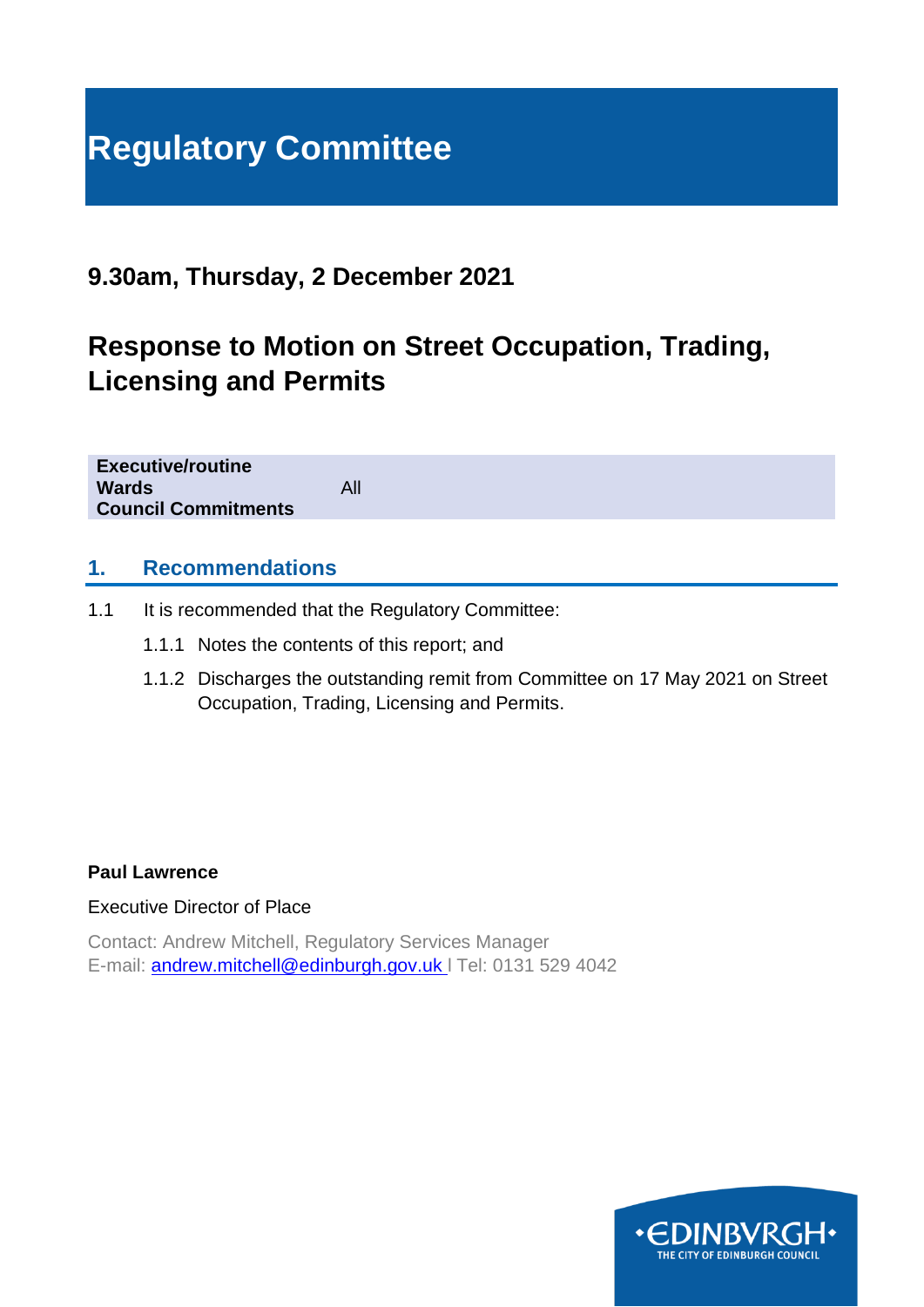# Regulatory Committee

## 9.30am, Thursday, 2 December 2021

## Response to Motion on Street Occupation, Trading, Licensing and Permits

| | |
|---|---|
| **Executive/routine** | |
| **Wards** | All |
| **Council Commitments** | |

## 1. Recommendations

1.1 It is recommended that the Regulatory Committee:

1.1.1 Notes the contents of this report; and

1.1.2 Discharges the outstanding remit from Committee on 17 May 2021 on Street Occupation, Trading, Licensing and Permits.

**Paul Lawrence**

Executive Director of Place

Contact: Andrew Mitchell, Regulatory Services Manager
E-mail: andrew.mitchell@edinburgh.gov.uk | Tel: 0131 529 4042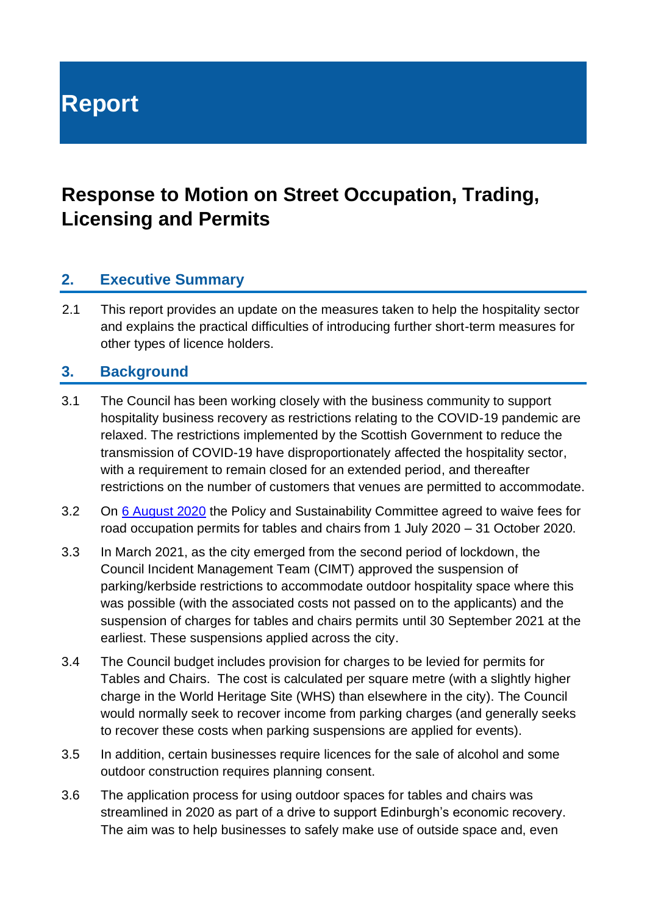# Report

## Response to Motion on Street Occupation, Trading, Licensing and Permits

### 2. Executive Summary

2.1 This report provides an update on the measures taken to help the hospitality sector and explains the practical difficulties of introducing further short-term measures for other types of licence holders.

### 3. Background

3.1 The Council has been working closely with the business community to support hospitality business recovery as restrictions relating to the COVID-19 pandemic are relaxed. The restrictions implemented by the Scottish Government to reduce the transmission of COVID-19 have disproportionately affected the hospitality sector, with a requirement to remain closed for an extended period, and thereafter restrictions on the number of customers that venues are permitted to accommodate.

3.2 On [6 August 2020](#) the Policy and Sustainability Committee agreed to waive fees for road occupation permits for tables and chairs from 1 July 2020 – 31 October 2020.

3.3 In March 2021, as the city emerged from the second period of lockdown, the Council Incident Management Team (CIMT) approved the suspension of parking/kerbside restrictions to accommodate outdoor hospitality space where this was possible (with the associated costs not passed on to the applicants) and the suspension of charges for tables and chairs permits until 30 September 2021 at the earliest. These suspensions applied across the city.

3.4 The Council budget includes provision for charges to be levied for permits for Tables and Chairs. The cost is calculated per square metre (with a slightly higher charge in the World Heritage Site (WHS) than elsewhere in the city). The Council would normally seek to recover income from parking charges (and generally seeks to recover these costs when parking suspensions are applied for events).

3.5 In addition, certain businesses require licences for the sale of alcohol and some outdoor construction requires planning consent.

3.6 The application process for using outdoor spaces for tables and chairs was streamlined in 2020 as part of a drive to support Edinburgh's economic recovery. The aim was to help businesses to safely make use of outside space and, even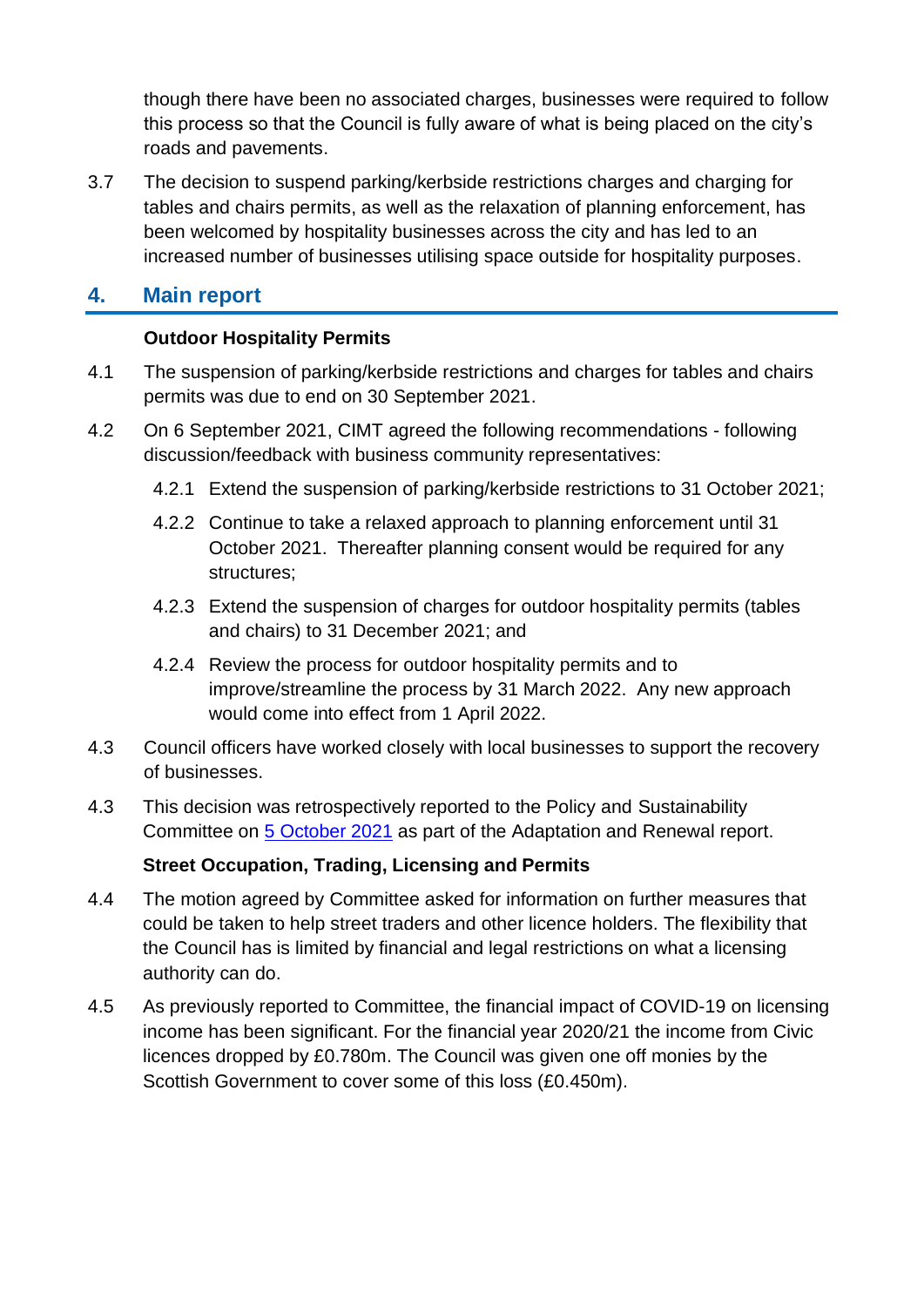though there have been no associated charges, businesses were required to follow this process so that the Council is fully aware of what is being placed on the city's roads and pavements.

3.7 The decision to suspend parking/kerbside restrictions charges and charging for tables and chairs permits, as well as the relaxation of planning enforcement, has been welcomed by hospitality businesses across the city and has led to an increased number of businesses utilising space outside for hospitality purposes.

## 4. Main report

**Outdoor Hospitality Permits**

4.1 The suspension of parking/kerbside restrictions and charges for tables and chairs permits was due to end on 30 September 2021.

4.2 On 6 September 2021, CIMT agreed the following recommendations - following discussion/feedback with business community representatives:

4.2.1 Extend the suspension of parking/kerbside restrictions to 31 October 2021;

4.2.2 Continue to take a relaxed approach to planning enforcement until 31 October 2021. Thereafter planning consent would be required for any structures;

4.2.3 Extend the suspension of charges for outdoor hospitality permits (tables and chairs) to 31 December 2021; and

4.2.4 Review the process for outdoor hospitality permits and to improve/streamline the process by 31 March 2022. Any new approach would come into effect from 1 April 2022.

4.3 Council officers have worked closely with local businesses to support the recovery of businesses.

4.3 This decision was retrospectively reported to the Policy and Sustainability Committee on 5 October 2021 as part of the Adaptation and Renewal report.

**Street Occupation, Trading, Licensing and Permits**

4.4 The motion agreed by Committee asked for information on further measures that could be taken to help street traders and other licence holders. The flexibility that the Council has is limited by financial and legal restrictions on what a licensing authority can do.

4.5 As previously reported to Committee, the financial impact of COVID-19 on licensing income has been significant. For the financial year 2020/21 the income from Civic licences dropped by £0.780m. The Council was given one off monies by the Scottish Government to cover some of this loss (£0.450m).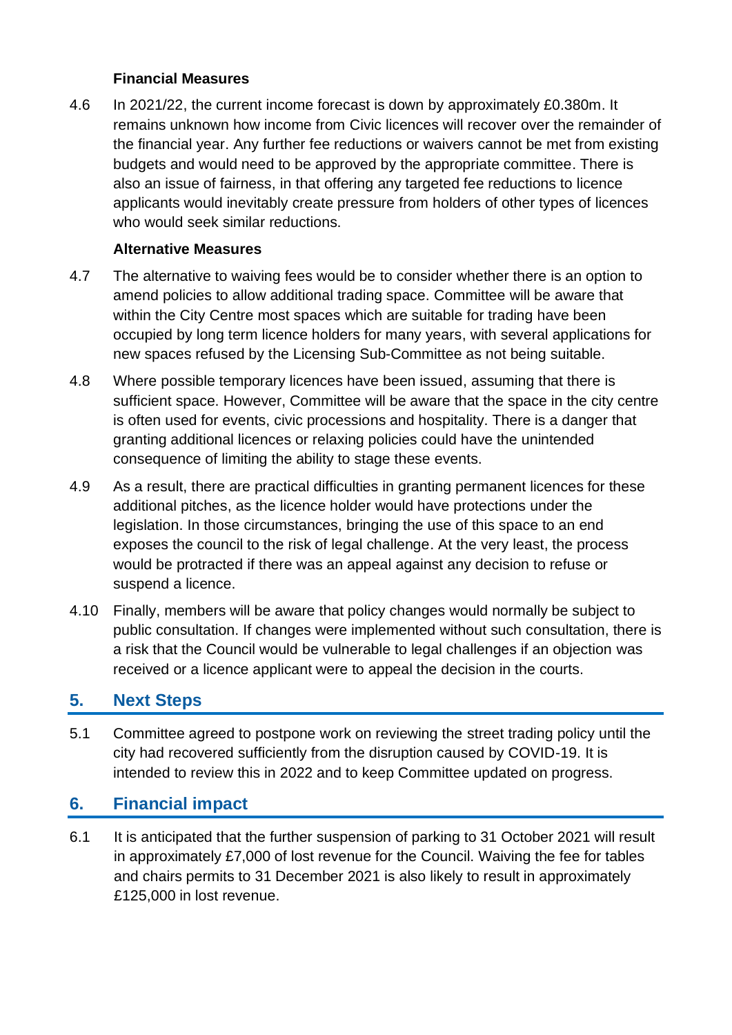**Financial Measures**

4.6 In 2021/22, the current income forecast is down by approximately £0.380m. It remains unknown how income from Civic licences will recover over the remainder of the financial year. Any further fee reductions or waivers cannot be met from existing budgets and would need to be approved by the appropriate committee. There is also an issue of fairness, in that offering any targeted fee reductions to licence applicants would inevitably create pressure from holders of other types of licences who would seek similar reductions.

**Alternative Measures**

4.7 The alternative to waiving fees would be to consider whether there is an option to amend policies to allow additional trading space. Committee will be aware that within the City Centre most spaces which are suitable for trading have been occupied by long term licence holders for many years, with several applications for new spaces refused by the Licensing Sub-Committee as not being suitable.

4.8 Where possible temporary licences have been issued, assuming that there is sufficient space. However, Committee will be aware that the space in the city centre is often used for events, civic processions and hospitality. There is a danger that granting additional licences or relaxing policies could have the unintended consequence of limiting the ability to stage these events.

4.9 As a result, there are practical difficulties in granting permanent licences for these additional pitches, as the licence holder would have protections under the legislation. In those circumstances, bringing the use of this space to an end exposes the council to the risk of legal challenge. At the very least, the process would be protracted if there was an appeal against any decision to refuse or suspend a licence.

4.10 Finally, members will be aware that policy changes would normally be subject to public consultation. If changes were implemented without such consultation, there is a risk that the Council would be vulnerable to legal challenges if an objection was received or a licence applicant were to appeal the decision in the courts.

## 5. Next Steps

5.1 Committee agreed to postpone work on reviewing the street trading policy until the city had recovered sufficiently from the disruption caused by COVID-19. It is intended to review this in 2022 and to keep Committee updated on progress.

## 6. Financial impact

6.1 It is anticipated that the further suspension of parking to 31 October 2021 will result in approximately £7,000 of lost revenue for the Council. Waiving the fee for tables and chairs permits to 31 December 2021 is also likely to result in approximately £125,000 in lost revenue.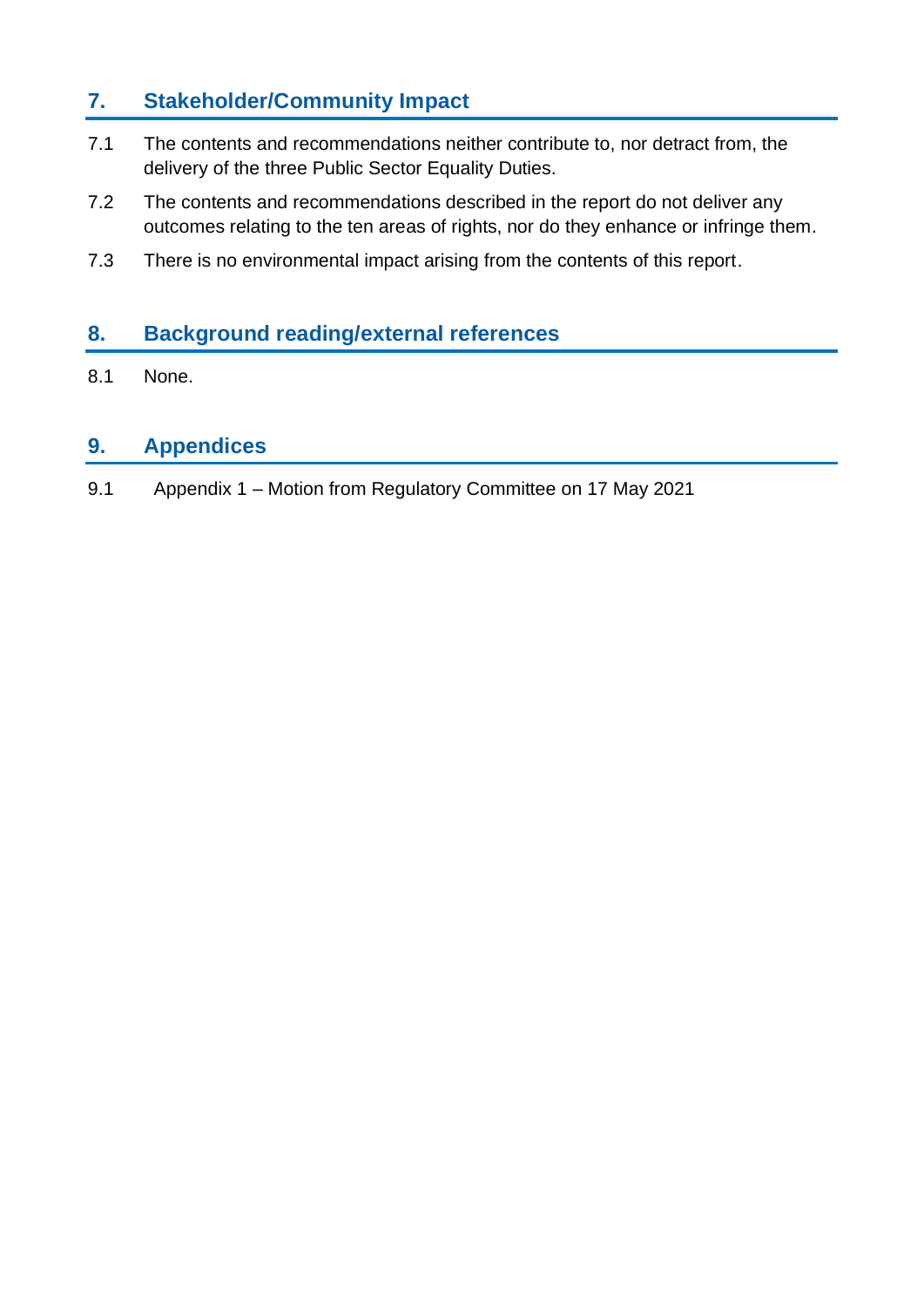## 7. Stakeholder/Community Impact

7.1 The contents and recommendations neither contribute to, nor detract from, the delivery of the three Public Sector Equality Duties.

7.2 The contents and recommendations described in the report do not deliver any outcomes relating to the ten areas of rights, nor do they enhance or infringe them.

7.3 There is no environmental impact arising from the contents of this report.

## 8. Background reading/external references

8.1 None.

## 9. Appendices

9.1 Appendix 1 – Motion from Regulatory Committee on 17 May 2021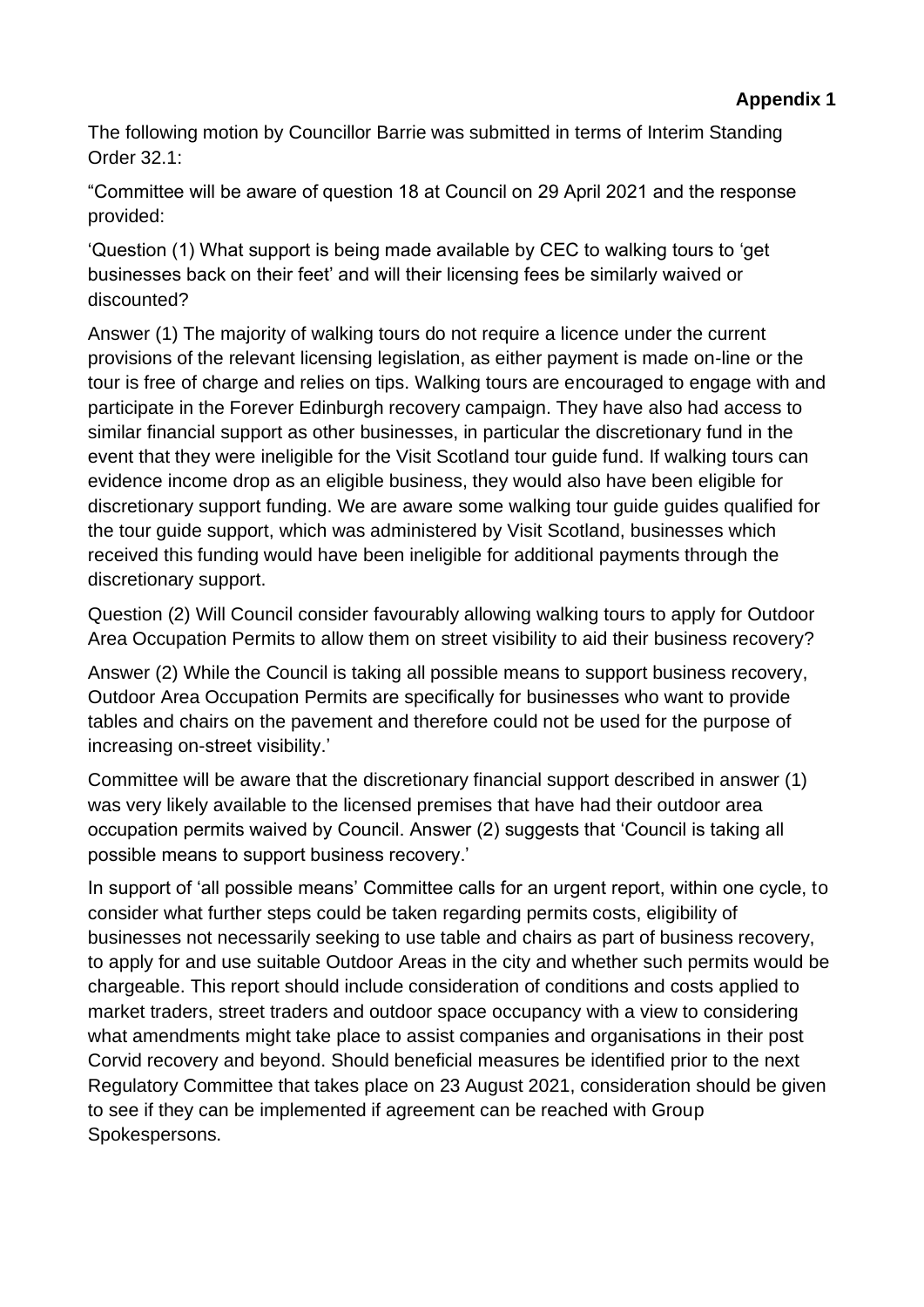**Appendix 1**

The following motion by Councillor Barrie was submitted in terms of Interim Standing Order 32.1:

"Committee will be aware of question 18 at Council on 29 April 2021 and the response provided:

'Question (1) What support is being made available by CEC to walking tours to 'get businesses back on their feet' and will their licensing fees be similarly waived or discounted?

Answer (1) The majority of walking tours do not require a licence under the current provisions of the relevant licensing legislation, as either payment is made on-line or the tour is free of charge and relies on tips. Walking tours are encouraged to engage with and participate in the Forever Edinburgh recovery campaign. They have also had access to similar financial support as other businesses, in particular the discretionary fund in the event that they were ineligible for the Visit Scotland tour guide fund. If walking tours can evidence income drop as an eligible business, they would also have been eligible for discretionary support funding. We are aware some walking tour guide guides qualified for the tour guide support, which was administered by Visit Scotland, businesses which received this funding would have been ineligible for additional payments through the discretionary support.

Question (2) Will Council consider favourably allowing walking tours to apply for Outdoor Area Occupation Permits to allow them on street visibility to aid their business recovery?

Answer (2) While the Council is taking all possible means to support business recovery, Outdoor Area Occupation Permits are specifically for businesses who want to provide tables and chairs on the pavement and therefore could not be used for the purpose of increasing on-street visibility.'

Committee will be aware that the discretionary financial support described in answer (1) was very likely available to the licensed premises that have had their outdoor area occupation permits waived by Council. Answer (2) suggests that 'Council is taking all possible means to support business recovery.'

In support of 'all possible means' Committee calls for an urgent report, within one cycle, to consider what further steps could be taken regarding permits costs, eligibility of businesses not necessarily seeking to use table and chairs as part of business recovery, to apply for and use suitable Outdoor Areas in the city and whether such permits would be chargeable. This report should include consideration of conditions and costs applied to market traders, street traders and outdoor space occupancy with a view to considering what amendments might take place to assist companies and organisations in their post Corvid recovery and beyond. Should beneficial measures be identified prior to the next Regulatory Committee that takes place on 23 August 2021, consideration should be given to see if they can be implemented if agreement can be reached with Group Spokespersons.